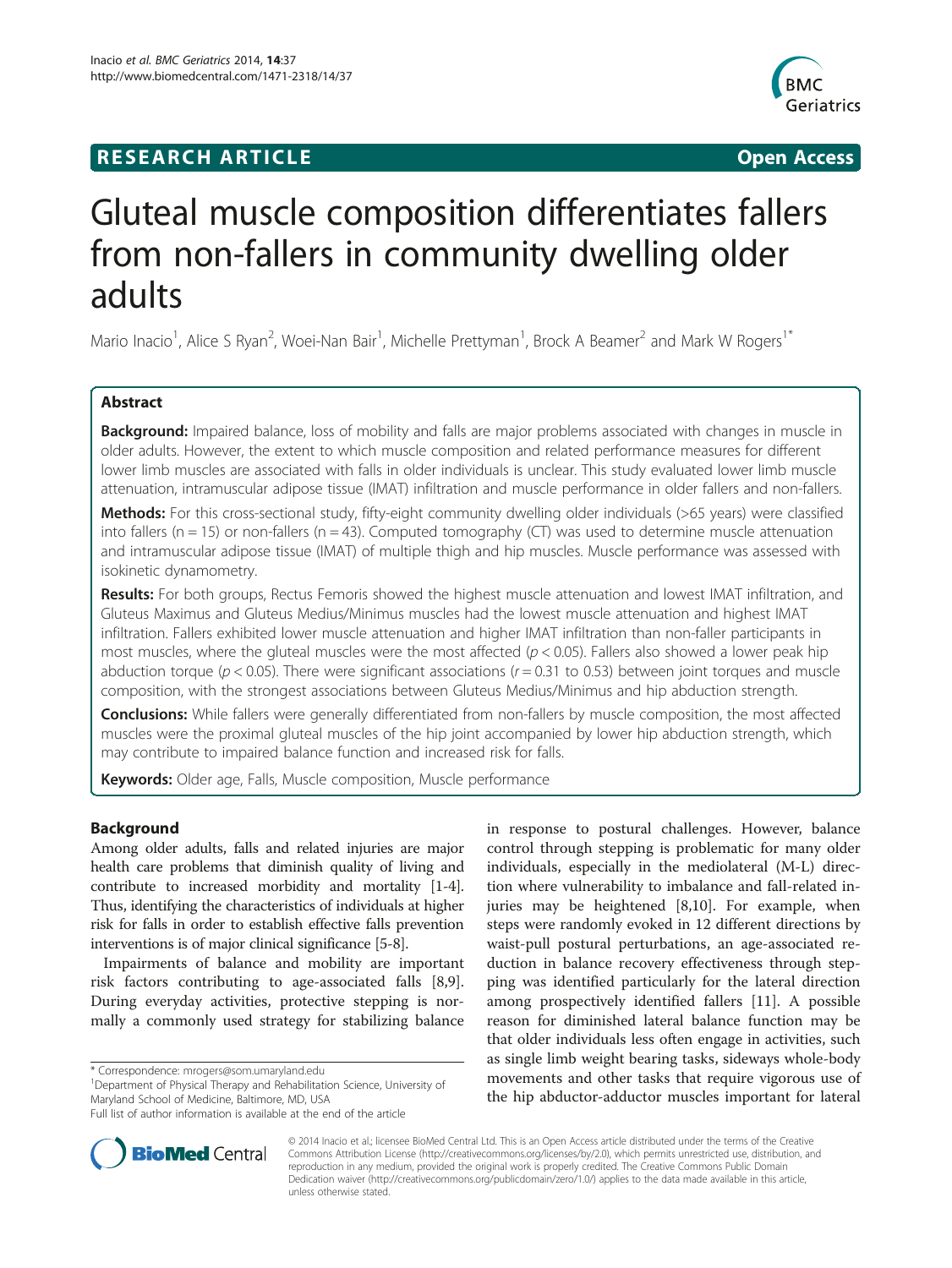**RESEARCH ARTICLE** **Open Access**

# Gluteal muscle composition differentiates fallers from non-fallers in community dwelling older adults

Mario Inacio[1], Alice S Ryan[2], Woei-Nan Bair[1], Michelle Prettyman[1], Brock A Beamer[2] and Mark W Rogers[1*]

## Abstract

**Background:** Impaired balance, loss of mobility and falls are major problems associated with changes in muscle in older adults. However, the extent to which muscle composition and related performance measures for different lower limb muscles are associated with falls in older individuals is unclear. This study evaluated lower limb muscle attenuation, intramuscular adipose tissue (IMAT) infiltration and muscle performance in older fallers and non-fallers.

**Methods:** For this cross-sectional study, fifty-eight community dwelling older individuals (>65 years) were classified into fallers (n = 15) or non-fallers (n = 43). Computed tomography (CT) was used to determine muscle attenuation and intramuscular adipose tissue (IMAT) of multiple thigh and hip muscles. Muscle performance was assessed with isokinetic dynamometry.

**Results:** For both groups, Rectus Femoris showed the highest muscle attenuation and lowest IMAT infiltration, and Gluteus Maximus and Gluteus Medius/Minimus muscles had the lowest muscle attenuation and highest IMAT infiltration. Fallers exhibited lower muscle attenuation and higher IMAT infiltration than non-faller participants in most muscles, where the gluteal muscles were the most affected ($p < 0.05$). Fallers also showed a lower peak hip abduction torque ($p < 0.05$). There were significant associations ($r = 0.31$ to $0.53$) between joint torques and muscle composition, with the strongest associations between Gluteus Medius/Minimus and hip abduction strength.

**Conclusions:** While fallers were generally differentiated from non-fallers by muscle composition, the most affected muscles were the proximal gluteal muscles of the hip joint accompanied by lower hip abduction strength, which may contribute to impaired balance function and increased risk for falls.

**Keywords:** Older age, Falls, Muscle composition, Muscle performance

## Background

Among older adults, falls and related injuries are major health care problems that diminish quality of living and contribute to increased morbidity and mortality [1-4]. Thus, identifying the characteristics of individuals at higher risk for falls in order to establish effective falls prevention interventions is of major clinical significance [5-8].

Impairments of balance and mobility are important risk factors contributing to age-associated falls [8,9]. During everyday activities, protective stepping is normally a commonly used strategy for stabilizing balance in response to postural challenges. However, balance control through stepping is problematic for many older individuals, especially in the mediolateral (M-L) direction where vulnerability to imbalance and fall-related injuries may be heightened [8,10]. For example, when steps were randomly evoked in 12 different directions by waist-pull postural perturbations, an age-associated reduction in balance recovery effectiveness through stepping was identified particularly for the lateral direction among prospectively identified fallers [11]. A possible reason for diminished lateral balance function may be that older individuals less often engage in activities, such as single limb weight bearing tasks, sideways whole-body movements and other tasks that require vigorous use of the hip abductor-adductor muscles important for lateral

\* Correspondence: mrogers@som.umaryland.edu
[1]Department of Physical Therapy and Rehabilitation Science, University of Maryland School of Medicine, Baltimore, MD, USA
Full list of author information is available at the end of the article

© 2014 Inacio et al.; licensee BioMed Central Ltd. This is an Open Access article distributed under the terms of the Creative Commons Attribution License (http://creativecommons.org/licenses/by/2.0), which permits unrestricted use, distribution, and reproduction in any medium, provided the original work is properly credited. The Creative Commons Public Domain Dedication waiver (http://creativecommons.org/publicdomain/zero/1.0/) applies to the data made available in this article, unless otherwise stated.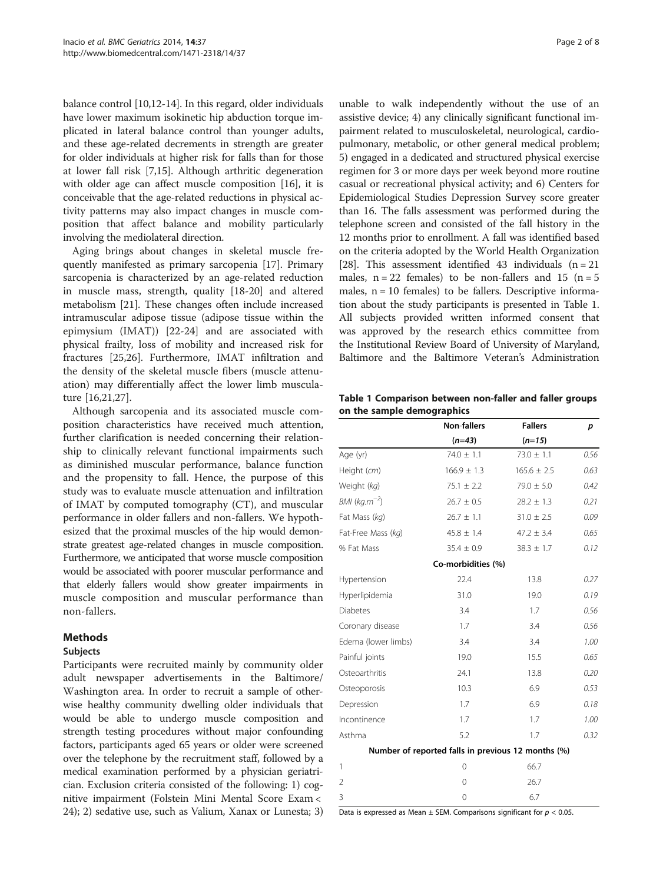balance control [10,12-14]. In this regard, older individuals have lower maximum isokinetic hip abduction torque implicated in lateral balance control than younger adults, and these age-related decrements in strength are greater for older individuals at higher risk for falls than for those at lower fall risk [7,15]. Although arthritic degeneration with older age can affect muscle composition [16], it is conceivable that the age-related reductions in physical activity patterns may also impact changes in muscle composition that affect balance and mobility particularly involving the mediolateral direction.

Aging brings about changes in skeletal muscle frequently manifested as primary sarcopenia [17]. Primary sarcopenia is characterized by an age-related reduction in muscle mass, strength, quality [18-20] and altered metabolism [21]. These changes often include increased intramuscular adipose tissue (adipose tissue within the epimysium (IMAT)) [22-24] and are associated with physical frailty, loss of mobility and increased risk for fractures [25,26]. Furthermore, IMAT infiltration and the density of the skeletal muscle fibers (muscle attenuation) may differentially affect the lower limb musculature [16,21,27].

Although sarcopenia and its associated muscle composition characteristics have received much attention, further clarification is needed concerning their relationship to clinically relevant functional impairments such as diminished muscular performance, balance function and the propensity to fall. Hence, the purpose of this study was to evaluate muscle attenuation and infiltration of IMAT by computed tomography (CT), and muscular performance in older fallers and non-fallers. We hypothesized that the proximal muscles of the hip would demonstrate greatest age-related changes in muscle composition. Furthermore, we anticipated that worse muscle composition would be associated with poorer muscular performance and that elderly fallers would show greater impairments in muscle composition and muscular performance than non-fallers.

## Methods

### Subjects

Participants were recruited mainly by community older adult newspaper advertisements in the Baltimore/Washington area. In order to recruit a sample of otherwise healthy community dwelling older individuals that would be able to undergo muscle composition and strength testing procedures without major confounding factors, participants aged 65 years or older were screened over the telephone by the recruitment staff, followed by a medical examination performed by a physician geriatrician. Exclusion criteria consisted of the following: 1) cognitive impairment (Folstein Mini Mental Score Exam < 24); 2) sedative use, such as Valium, Xanax or Lunesta; 3) unable to walk independently without the use of an assistive device; 4) any clinically significant functional impairment related to musculoskeletal, neurological, cardiopulmonary, metabolic, or other general medical problem; 5) engaged in a dedicated and structured physical exercise regimen for 3 or more days per week beyond more routine casual or recreational physical activity; and 6) Centers for Epidemiological Studies Depression Survey score greater than 16. The falls assessment was performed during the telephone screen and consisted of the fall history in the 12 months prior to enrollment. A fall was identified based on the criteria adopted by the World Health Organization [28]. This assessment identified 43 individuals (n = 21 males, n = 22 females) to be non-fallers and 15 (n = 5 males, n = 10 females) to be fallers. Descriptive information about the study participants is presented in Table 1. All subjects provided written informed consent that was approved by the research ethics committee from the Institutional Review Board of University of Maryland, Baltimore and the Baltimore Veteran's Administration

**Table 1 Comparison between non-faller and faller groups on the sample demographics**

| | Non-fallers | Fallers | *p* |
|---|---|---|---|
| | *(n=43)* | *(n=15)* | |
| Age (yr) | 74.0 ± 1.1 | 73.0 ± 1.1 | 0.56 |
| Height (*cm*) | 166.9 ± 1.3 | 165.6 ± 2.5 | 0.63 |
| Weight (*kg*) | 75.1 ± 2.2 | 79.0 ± 5.0 | 0.42 |
| *BMI* ($kg.m^{-2}$) | 26.7 ± 0.5 | 28.2 ± 1.3 | 0.21 |
| Fat Mass (*kg*) | 26.7 ± 1.1 | 31.0 ± 2.5 | 0.09 |
| Fat-Free Mass (*kg*) | 45.8 ± 1.4 | 47.2 ± 3.4 | 0.65 |
| % Fat Mass | 35.4 ± 0.9 | 38.3 ± 1.7 | 0.12 |
| **Co-morbidities (%)** | | | |
| Hypertension | 22.4 | 13.8 | 0.27 |
| Hyperlipidemia | 31.0 | 19.0 | 0.19 |
| Diabetes | 3.4 | 1.7 | 0.56 |
| Coronary disease | 1.7 | 3.4 | 0.56 |
| Edema (lower limbs) | 3.4 | 3.4 | 1.00 |
| Painful joints | 19.0 | 15.5 | 0.65 |
| Osteoarthritis | 24.1 | 13.8 | 0.20 |
| Osteoporosis | 10.3 | 6.9 | 0.53 |
| Depression | 1.7 | 6.9 | 0.18 |
| Incontinence | 1.7 | 1.7 | 1.00 |
| Asthma | 5.2 | 1.7 | 0.32 |
| **Number of reported falls in previous 12 months (%)** | | | |
| 1 | 0 | 66.7 | |
| 2 | 0 | 26.7 | |
| 3 | 0 | 6.7 | |

Data is expressed as Mean ± SEM. Comparisons significant for $p < 0.05$.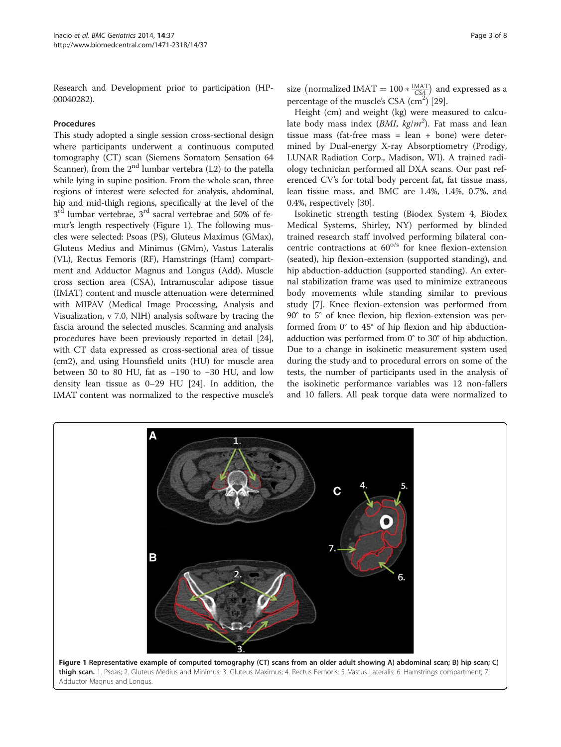Research and Development prior to participation (HP-00040282).

### Procedures

This study adopted a single session cross-sectional design where participants underwent a continuous computed tomography (CT) scan (Siemens Somatom Sensation 64 Scanner), from the 2nd lumbar vertebra (L2) to the patella while lying in supine position. From the whole scan, three regions of interest were selected for analysis, abdominal, hip and mid-thigh regions, specifically at the level of the 3rd lumbar vertebrae, 3rd sacral vertebrae and 50% of femur's length respectively (Figure 1). The following muscles were selected: Psoas (PS), Gluteus Maximus (GMax), Gluteus Medius and Minimus (GMm), Vastus Lateralis (VL), Rectus Femoris (RF), Hamstrings (Ham) compartment and Adductor Magnus and Longus (Add). Muscle cross section area (CSA), Intramuscular adipose tissue (IMAT) content and muscle attenuation were determined with MIPAV (Medical Image Processing, Analysis and Visualization, v 7.0, NIH) analysis software by tracing the fascia around the selected muscles. Scanning and analysis procedures have been previously reported in detail [24], with CT data expressed as cross-sectional area of tissue (cm2), and using Hounsfield units (HU) for muscle area between 30 to 80 HU, fat as −190 to −30 HU, and low density lean tissue as 0–29 HU [24]. In addition, the IMAT content was normalized to the respective muscle's size $\left(\text{normalized IMAT} = 100 * \frac{\text{IMAT}}{\text{CSA}}\right)$ and expressed as a percentage of the muscle's CSA ($cm^2$) [29].

Height (cm) and weight (kg) were measured to calculate body mass index (*BMI*, $kg/m^2$). Fat mass and lean tissue mass (fat-free mass = lean + bone) were determined by Dual-energy X-ray Absorptiometry (Prodigy, LUNAR Radiation Corp., Madison, WI). A trained radiology technician performed all DXA scans. Our past referenced CV's for total body percent fat, fat tissue mass, lean tissue mass, and BMC are 1.4%, 1.4%, 0.7%, and 0.4%, respectively [30].

Isokinetic strength testing (Biodex System 4, Biodex Medical Systems, Shirley, NY) performed by blinded trained research staff involved performing bilateral concentric contractions at $60^{o/s}$ for knee flexion-extension (seated), hip flexion-extension (supported standing), and hip abduction-adduction (supported standing). An external stabilization frame was used to minimize extraneous body movements while standing similar to previous study [7]. Knee flexion-extension was performed from 90° to 5° of knee flexion, hip flexion-extension was performed from 0° to 45° of hip flexion and hip abduction-adduction was performed from 0° to 30° of hip abduction. Due to a change in isokinetic measurement system used during the study and to procedural errors on some of the tests, the number of participants used in the analysis of the isokinetic performance variables was 12 non-fallers and 10 fallers. All peak torque data were normalized to

**Figure 1 Representative example of computed tomography (CT) scans from an older adult showing A) abdominal scan; B) hip scan; C) thigh scan.** 1. Psoas; 2. Gluteus Medius and Minimus; 3. Gluteus Maximus; 4. Rectus Femoris; 5. Vastus Lateralis; 6. Hamstrings compartment; 7. Adductor Magnus and Longus.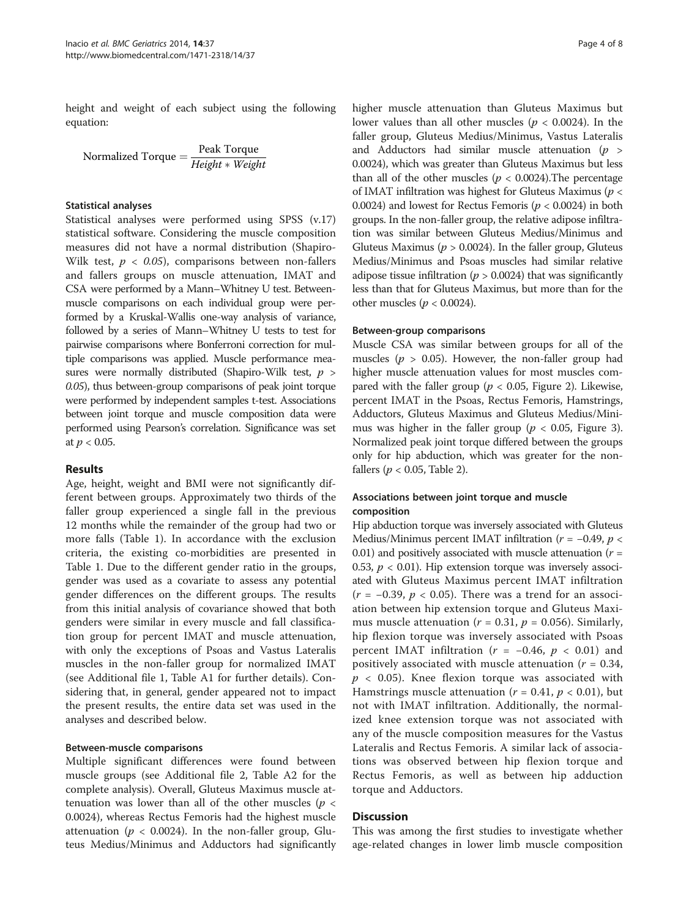height and weight of each subject using the following equation:

$$\text{Normalized Torque} = \frac{\text{Peak Torque}}{Height * Weight}$$

### Statistical analyses

Statistical analyses were performed using SPSS (v.17) statistical software. Considering the muscle composition measures did not have a normal distribution (Shapiro-Wilk test, $p < 0.05$), comparisons between non-fallers and fallers groups on muscle attenuation, IMAT and CSA were performed by a Mann–Whitney U test. Between-muscle comparisons on each individual group were performed by a Kruskal-Wallis one-way analysis of variance, followed by a series of Mann–Whitney U tests to test for pairwise comparisons where Bonferroni correction for multiple comparisons was applied. Muscle performance measures were normally distributed (Shapiro-Wilk test, $p > 0.05$), thus between-group comparisons of peak joint torque were performed by independent samples t-test. Associations between joint torque and muscle composition data were performed using Pearson's correlation. Significance was set at $p < 0.05$.

## Results

Age, height, weight and BMI were not significantly different between groups. Approximately two thirds of the faller group experienced a single fall in the previous 12 months while the remainder of the group had two or more falls (Table 1). In accordance with the exclusion criteria, the existing co-morbidities are presented in Table 1. Due to the different gender ratio in the groups, gender was used as a covariate to assess any potential gender differences on the different groups. The results from this initial analysis of covariance showed that both genders were similar in every muscle and fall classification group for percent IMAT and muscle attenuation, with only the exceptions of Psoas and Vastus Lateralis muscles in the non-faller group for normalized IMAT (see Additional file 1, Table A1 for further details). Considering that, in general, gender appeared not to impact the present results, the entire data set was used in the analyses and described below.

### Between-muscle comparisons

Multiple significant differences were found between muscle groups (see Additional file 2, Table A2 for the complete analysis). Overall, Gluteus Maximus muscle attenuation was lower than all of the other muscles ($p < 0.0024$), whereas Rectus Femoris had the highest muscle attenuation ($p < 0.0024$). In the non-faller group, Gluteus Medius/Minimus and Adductors had significantly higher muscle attenuation than Gluteus Maximus but lower values than all other muscles ($p < 0.0024$). In the faller group, Gluteus Medius/Minimus, Vastus Lateralis and Adductors had similar muscle attenuation ($p > 0.0024$), which was greater than Gluteus Maximus but less than all of the other muscles ($p < 0.0024$).The percentage of IMAT infiltration was highest for Gluteus Maximus ($p < 0.0024$) and lowest for Rectus Femoris ($p < 0.0024$) in both groups. In the non-faller group, the relative adipose infiltration was similar between Gluteus Medius/Minimus and Gluteus Maximus ($p > 0.0024$). In the faller group, Gluteus Medius/Minimus and Psoas muscles had similar relative adipose tissue infiltration ($p > 0.0024$) that was significantly less than that for Gluteus Maximus, but more than for the other muscles ($p < 0.0024$).

### Between-group comparisons

Muscle CSA was similar between groups for all of the muscles ($p > 0.05$). However, the non-faller group had higher muscle attenuation values for most muscles compared with the faller group ($p < 0.05$, Figure 2). Likewise, percent IMAT in the Psoas, Rectus Femoris, Hamstrings, Adductors, Gluteus Maximus and Gluteus Medius/Minimus was higher in the faller group ($p < 0.05$, Figure 3). Normalized peak joint torque differed between the groups only for hip abduction, which was greater for the non-fallers ($p < 0.05$, Table 2).

### Associations between joint torque and muscle composition

Hip abduction torque was inversely associated with Gluteus Medius/Minimus percent IMAT infiltration ($r = -0.49$, $p < 0.01$) and positively associated with muscle attenuation ($r = 0.53$, $p < 0.01$). Hip extension torque was inversely associated with Gluteus Maximus percent IMAT infiltration ($r = -0.39$, $p < 0.05$). There was a trend for an association between hip extension torque and Gluteus Maximus muscle attenuation ($r = 0.31$, $p = 0.056$). Similarly, hip flexion torque was inversely associated with Psoas percent IMAT infiltration ($r = -0.46$, $p < 0.01$) and positively associated with muscle attenuation ($r = 0.34$, $p < 0.05$). Knee flexion torque was associated with Hamstrings muscle attenuation ($r = 0.41$, $p < 0.01$), but not with IMAT infiltration. Additionally, the normalized knee extension torque was not associated with any of the muscle composition measures for the Vastus Lateralis and Rectus Femoris. A similar lack of associations was observed between hip flexion torque and Rectus Femoris, as well as between hip adduction torque and Adductors.

## Discussion

This was among the first studies to investigate whether age-related changes in lower limb muscle composition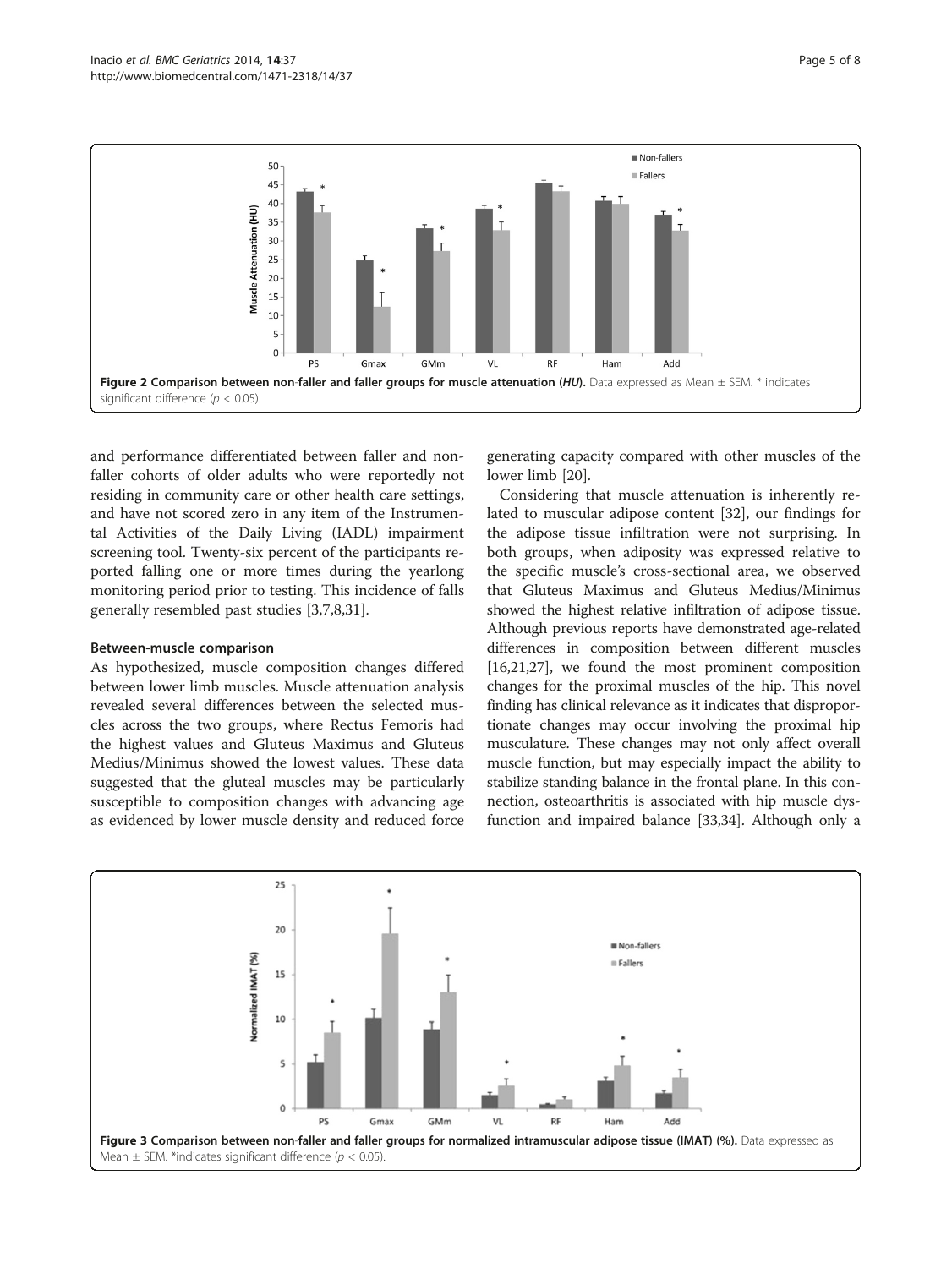Figure 2 Comparison between non-faller and faller groups for muscle attenuation (*HU*). Data expressed as Mean ± SEM. * indicates significant difference ($p < 0.05$).

and performance differentiated between faller and non-faller cohorts of older adults who were reportedly not residing in community care or other health care settings, and have not scored zero in any item of the Instrumental Activities of the Daily Living (IADL) impairment screening tool. Twenty-six percent of the participants reported falling one or more times during the yearlong monitoring period prior to testing. This incidence of falls generally resembled past studies [3,7,8,31].

### Between-muscle comparison

As hypothesized, muscle composition changes differed between lower limb muscles. Muscle attenuation analysis revealed several differences between the selected muscles across the two groups, where Rectus Femoris had the highest values and Gluteus Maximus and Gluteus Medius/Minimus showed the lowest values. These data suggested that the gluteal muscles may be particularly susceptible to composition changes with advancing age as evidenced by lower muscle density and reduced force generating capacity compared with other muscles of the lower limb [20].

Considering that muscle attenuation is inherently related to muscular adipose content [32], our findings for the adipose tissue infiltration were not surprising. In both groups, when adiposity was expressed relative to the specific muscle's cross-sectional area, we observed that Gluteus Maximus and Gluteus Medius/Minimus showed the highest relative infiltration of adipose tissue. Although previous reports have demonstrated age-related differences in composition between different muscles [16,21,27], we found the most prominent composition changes for the proximal muscles of the hip. This novel finding has clinical relevance as it indicates that disproportionate changes may occur involving the proximal hip musculature. These changes may not only affect overall muscle function, but may especially impact the ability to stabilize standing balance in the frontal plane. In this connection, osteoarthritis is associated with hip muscle dysfunction and impaired balance [33,34]. Although only a

Figure 3 Comparison between non-faller and faller groups for normalized intramuscular adipose tissue (IMAT) (%). Data expressed as Mean ± SEM. *indicates significant difference ($p < 0.05$).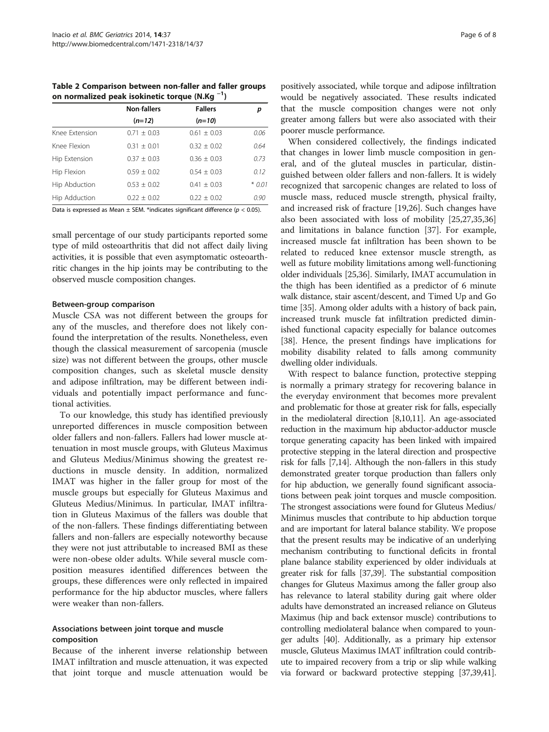**Table 2 Comparison between non-faller and faller groups on normalized peak isokinetic torque (N.Kg $^{-1}$)**

| | Non-fallers (n=12) | Fallers (n=10) | p |
|---|---|---|---|
| Knee Extension | 0.71 ± 0.03 | 0.61 ± 0.03 | 0.06 |
| Knee Flexion | 0.31 ± 0.01 | 0.32 ± 0.02 | 0.64 |
| Hip Extension | 0.37 ± 0.03 | 0.36 ± 0.03 | 0.73 |
| Hip Flexion | 0.59 ± 0.02 | 0.54 ± 0.03 | 0.12 |
| Hip Abduction | 0.53 ± 0.02 | 0.41 ± 0.03 | * 0.01 |
| Hip Adduction | 0.22 ± 0.02 | 0.22 ± 0.02 | 0.90 |

Data is expressed as Mean ± SEM. *indicates significant difference ($p < 0.05$).

small percentage of our study participants reported some type of mild osteoarthritis that did not affect daily living activities, it is possible that even asymptomatic osteoarthritic changes in the hip joints may be contributing to the observed muscle composition changes.

### Between-group comparison

Muscle CSA was not different between the groups for any of the muscles, and therefore does not likely confound the interpretation of the results. Nonetheless, even though the classical measurement of sarcopenia (muscle size) was not different between the groups, other muscle composition changes, such as skeletal muscle density and adipose infiltration, may be different between individuals and potentially impact performance and functional activities.

To our knowledge, this study has identified previously unreported differences in muscle composition between older fallers and non-fallers. Fallers had lower muscle attenuation in most muscle groups, with Gluteus Maximus and Gluteus Medius/Minimus showing the greatest reductions in muscle density. In addition, normalized IMAT was higher in the faller group for most of the muscle groups but especially for Gluteus Maximus and Gluteus Medius/Minimus. In particular, IMAT infiltration in Gluteus Maximus of the fallers was double that of the non-fallers. These findings differentiating between fallers and non-fallers are especially noteworthy because they were not just attributable to increased BMI as these were non-obese older adults. While several muscle composition measures identified differences between the groups, these differences were only reflected in impaired performance for the hip abductor muscles, where fallers were weaker than non-fallers.

### Associations between joint torque and muscle composition

Because of the inherent inverse relationship between IMAT infiltration and muscle attenuation, it was expected that joint torque and muscle attenuation would be positively associated, while torque and adipose infiltration would be negatively associated. These results indicated that the muscle composition changes were not only greater among fallers but were also associated with their poorer muscle performance.

When considered collectively, the findings indicated that changes in lower limb muscle composition in general, and of the gluteal muscles in particular, distinguished between older fallers and non-fallers. It is widely recognized that sarcopenic changes are related to loss of muscle mass, reduced muscle strength, physical frailty, and increased risk of fracture [19,26]. Such changes have also been associated with loss of mobility [25,27,35,36] and limitations in balance function [37]. For example, increased muscle fat infiltration has been shown to be related to reduced knee extensor muscle strength, as well as future mobility limitations among well-functioning older individuals [25,36]. Similarly, IMAT accumulation in the thigh has been identified as a predictor of 6 minute walk distance, stair ascent/descent, and Timed Up and Go time [35]. Among older adults with a history of back pain, increased trunk muscle fat infiltration predicted diminished functional capacity especially for balance outcomes [38]. Hence, the present findings have implications for mobility disability related to falls among community dwelling older individuals.

With respect to balance function, protective stepping is normally a primary strategy for recovering balance in the everyday environment that becomes more prevalent and problematic for those at greater risk for falls, especially in the mediolateral direction [8,10,11]. An age-associated reduction in the maximum hip abductor-adductor muscle torque generating capacity has been linked with impaired protective stepping in the lateral direction and prospective risk for falls [7,14]. Although the non-fallers in this study demonstrated greater torque production than fallers only for hip abduction, we generally found significant associations between peak joint torques and muscle composition. The strongest associations were found for Gluteus Medius/Minimus muscles that contribute to hip abduction torque and are important for lateral balance stability. We propose that the present results may be indicative of an underlying mechanism contributing to functional deficits in frontal plane balance stability experienced by older individuals at greater risk for falls [37,39]. The substantial composition changes for Gluteus Maximus among the faller group also has relevance to lateral stability during gait where older adults have demonstrated an increased reliance on Gluteus Maximus (hip and back extensor muscle) contributions to controlling mediolateral balance when compared to younger adults [40]. Additionally, as a primary hip extensor muscle, Gluteus Maximus IMAT infiltration could contribute to impaired recovery from a trip or slip while walking via forward or backward protective stepping [37,39,41].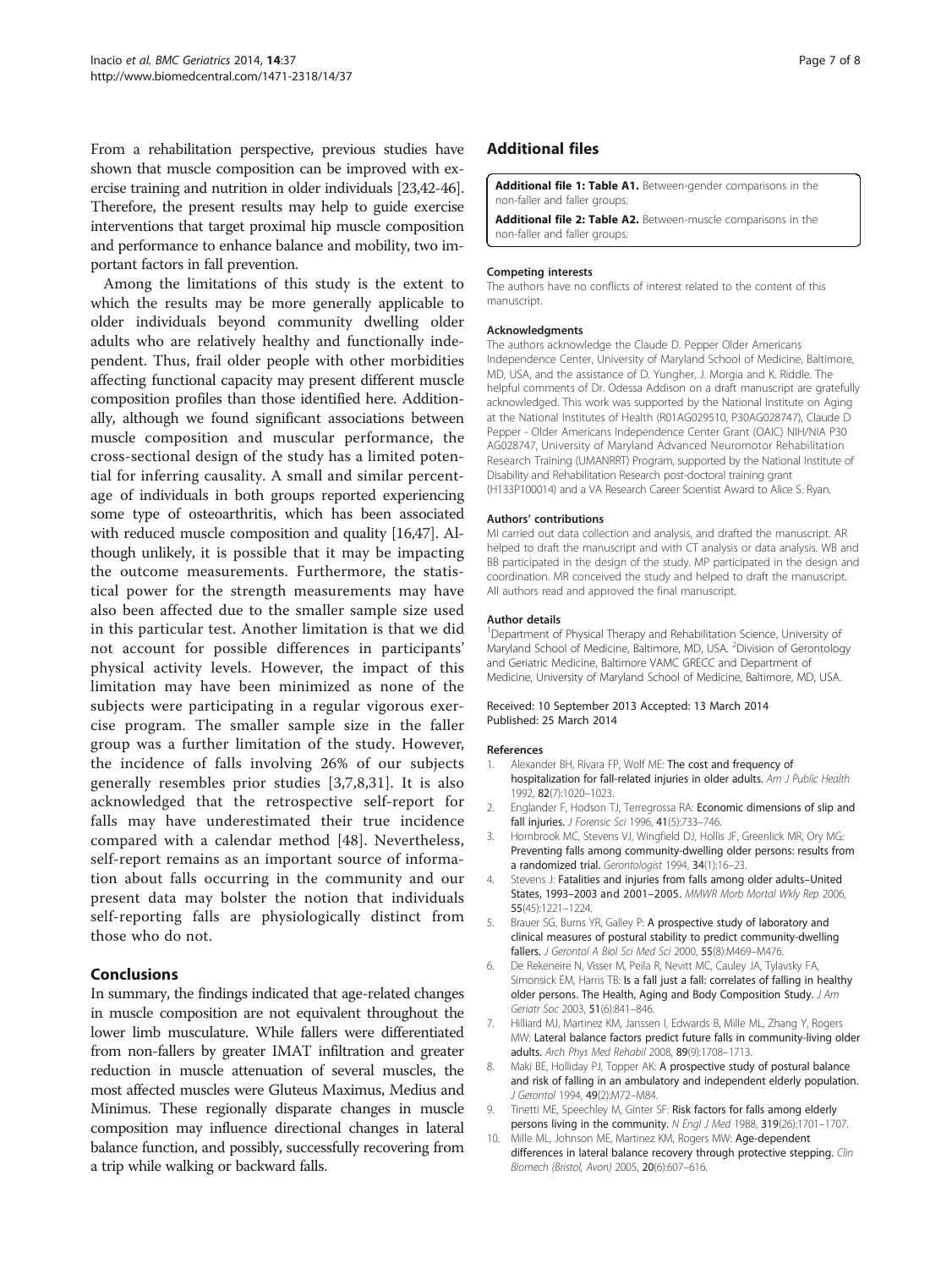From a rehabilitation perspective, previous studies have shown that muscle composition can be improved with exercise training and nutrition in older individuals [23,42-46]. Therefore, the present results may help to guide exercise interventions that target proximal hip muscle composition and performance to enhance balance and mobility, two important factors in fall prevention.

Among the limitations of this study is the extent to which the results may be more generally applicable to older individuals beyond community dwelling older adults who are relatively healthy and functionally independent. Thus, frail older people with other morbidities affecting functional capacity may present different muscle composition profiles than those identified here. Additionally, although we found significant associations between muscle composition and muscular performance, the cross-sectional design of the study has a limited potential for inferring causality. A small and similar percentage of individuals in both groups reported experiencing some type of osteoarthritis, which has been associated with reduced muscle composition and quality [16,47]. Although unlikely, it is possible that it may be impacting the outcome measurements. Furthermore, the statistical power for the strength measurements may have also been affected due to the smaller sample size used in this particular test. Another limitation is that we did not account for possible differences in participants' physical activity levels. However, the impact of this limitation may have been minimized as none of the subjects were participating in a regular vigorous exercise program. The smaller sample size in the faller group was a further limitation of the study. However, the incidence of falls involving 26% of our subjects generally resembles prior studies [3,7,8,31]. It is also acknowledged that the retrospective self-report for falls may have underestimated their true incidence compared with a calendar method [48]. Nevertheless, self-report remains as an important source of information about falls occurring in the community and our present data may bolster the notion that individuals self-reporting falls are physiologically distinct from those who do not.

## Conclusions

In summary, the findings indicated that age-related changes in muscle composition are not equivalent throughout the lower limb musculature. While fallers were differentiated from non-fallers by greater IMAT infiltration and greater reduction in muscle attenuation of several muscles, the most affected muscles were Gluteus Maximus, Medius and Minimus. These regionally disparate changes in muscle composition may influence directional changes in lateral balance function, and possibly, successfully recovering from a trip while walking or backward falls.

## Additional files

**Additional file 1: Table A1.** Between-gender comparisons in the non-faller and faller groups.

**Additional file 2: Table A2.** Between-muscle comparisons in the non-faller and faller groups.

#### Competing interests

The authors have no conflicts of interest related to the content of this manuscript.

#### Acknowledgments

The authors acknowledge the Claude D. Pepper Older Americans Independence Center, University of Maryland School of Medicine, Baltimore, MD, USA, and the assistance of D. Yungher, J. Morgia and K. Riddle. The helpful comments of Dr. Odessa Addison on a draft manuscript are gratefully acknowledged. This work was supported by the National Institute on Aging at the National Institutes of Health (R01AG029510, P30AG028747), Claude D Pepper - Older Americans Independence Center Grant (OAIC) NIH/NIA P30 AG028747, University of Maryland Advanced Neuromotor Rehabilitation Research Training (UMANRRT) Program, supported by the National Institute of Disability and Rehabilitation Research post-doctoral training grant (H133P100014) and a VA Research Career Scientist Award to Alice S. Ryan.

#### Authors' contributions

MI carried out data collection and analysis, and drafted the manuscript. AR helped to draft the manuscript and with CT analysis or data analysis. WB and BB participated in the design of the study. MP participated in the design and coordination. MR conceived the study and helped to draft the manuscript. All authors read and approved the final manuscript.

#### Author details

[1]Department of Physical Therapy and Rehabilitation Science, University of Maryland School of Medicine, Baltimore, MD, USA. [2]Division of Gerontology and Geriatric Medicine, Baltimore VAMC GRECC and Department of Medicine, University of Maryland School of Medicine, Baltimore, MD, USA.

Received: 10 September 2013 Accepted: 13 March 2014
Published: 25 March 2014

#### References

1. Alexander BH, Rivara FP, Wolf ME: **The cost and frequency of hospitalization for fall-related injuries in older adults.** *Am J Public Health* 1992, **82**(7):1020–1023.
2. Englander F, Hodson TJ, Terregrossa RA: **Economic dimensions of slip and fall injuries.** *J Forensic Sci* 1996, **41**(5):733–746.
3. Hornbrook MC, Stevens VJ, Wingfield DJ, Hollis JF, Greenlick MR, Ory MG: **Preventing falls among community-dwelling older persons: results from a randomized trial.** *Gerontologist* 1994, **34**(1):16–23.
4. Stevens J: **Fatalities and injuries from falls among older adults–United States, 1993–2003 and 2001–2005.** *MMWR Morb Mortal Wkly Rep* 2006, **55**(45):1221–1224.
5. Brauer SG, Burns YR, Galley P: **A prospective study of laboratory and clinical measures of postural stability to predict community-dwelling fallers.** *J Gerontol A Biol Sci Med Sci* 2000, **55**(8):M469–M476.
6. De Rekeneire N, Visser M, Peila R, Nevitt MC, Cauley JA, Tylavsky FA, Simonsick EM, Harris TB: **Is a fall just a fall: correlates of falling in healthy older persons. The Health, Aging and Body Composition Study.** *J Am Geriatr Soc* 2003, **51**(6):841–846.
7. Hilliard MJ, Martinez KM, Janssen I, Edwards B, Mille ML, Zhang Y, Rogers MW: **Lateral balance factors predict future falls in community-living older adults.** *Arch Phys Med Rehabil* 2008, **89**(9):1708–1713.
8. Maki BE, Holliday PJ, Topper AK: **A prospective study of postural balance and risk of falling in an ambulatory and independent elderly population.** *J Gerontol* 1994, **49**(2):M72–M84.
9. Tinetti ME, Speechley M, Ginter SF: **Risk factors for falls among elderly persons living in the community.** *N Engl J Med* 1988, **319**(26):1701–1707.
10. Mille ML, Johnson ME, Martinez KM, Rogers MW: **Age-dependent differences in lateral balance recovery through protective stepping.** *Clin Biomech (Bristol, Avon)* 2005, **20**(6):607–616.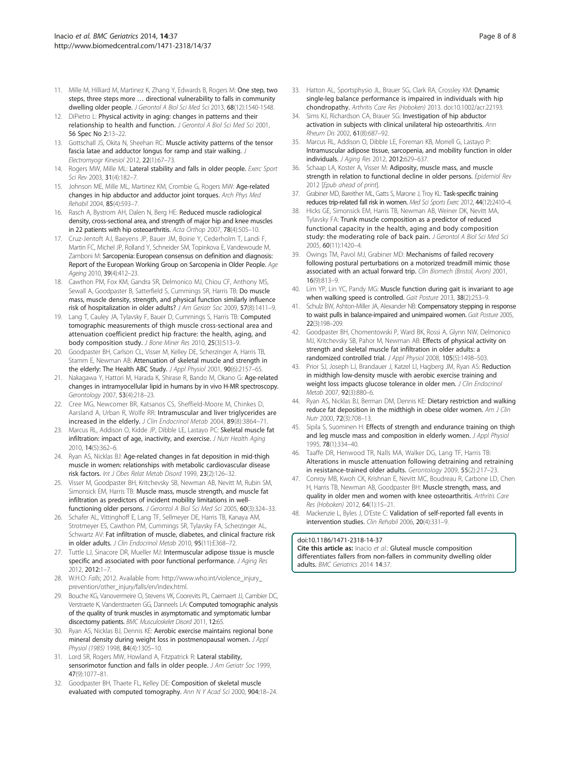11. Mille M, Hilliard M, Martinez K, Zhang Y, Edwards B, Rogers M: **One step, two steps, three steps more … directional vulnerability to falls in community dwelling older people.** *J Gerontol A Biol Sci Med Sci* 2013, **68**(12):1540-1548.
12. DiPietro L: **Physical activity in aging: changes in patterns and their relationship to health and function.** *J Gerontol A Biol Sci Med Sci* 2001, 56 Spec No 2:13–22.
13. Gottschall JS, Okita N, Sheehan RC: **Muscle activity patterns of the tensor fascia latae and adductor longus for ramp and stair walking.** *J Electromyogr Kinesiol* 2012, **22**(1):67–73.
14. Rogers MW, Mille ML: **Lateral stability and falls in older people.** *Exerc Sport Sci Rev* 2003, **31**(4):182–7.
15. Johnson ME, Mille ML, Martinez KM, Crombie G, Rogers MW: **Age-related changes in hip abductor and adductor joint torques.** *Arch Phys Med Rehabil* 2004, **85**(4):593–7.
16. Rasch A, Bystrom AH, Dalen N, Berg HE: **Reduced muscle radiological density, cross-sectional area, and strength of major hip and knee muscles in 22 patients with hip osteoarthritis.** *Acta Orthop* 2007, **78**(4):505–10.
17. Cruz-Jentoft AJ, Baeyens JP, Bauer JM, Boirie Y, Cederholm T, Landi F, Martin FC, Michel JP, Rolland Y, Schneider SM, Topinkova E, Vandewoude M, Zamboni M: **Sarcopenia: European consensus on definition and diagnosis: Report of the European Working Group on Sarcopenia in Older People.** *Age Ageing* 2010, **39**(4):412–23.
18. Cawthon PM, Fox KM, Gandra SR, Delmonico MJ, Chiou CF, Anthony MS, Sewall A, Goodpaster B, Satterfield S, Cummings SR, Harris TB: **Do muscle mass, muscle density, strength, and physical function similarly influence risk of hospitalization in older adults?** *J Am Geriatr Soc* 2009, **57**(8):1411–9.
19. Lang T, Cauley JA, Tylavsky F, Bauer D, Cummings S, Harris TB: **Computed tomographic measurements of thigh muscle cross-sectional area and attenuation coefficient predict hip fracture: the health, aging, and body composition study.** *J Bone Miner Res* 2010, **25**(3):513–9.
20. Goodpaster BH, Carlson CL, Visser M, Kelley DE, Scherzinger A, Harris TB, Stamm E, Newman AB: **Attenuation of skeletal muscle and strength in the elderly: The Health ABC Study.** *J Appl Physiol* 2001, **90**(6):2157–65.
21. Nakagawa Y, Hattori M, Harada K, Shirase R, Bando M, Okano G: **Age-related changes in intramyocellular lipid in humans by in vivo H-MR spectroscopy.** *Gerontology* 2007, **53**(4):218–23.
22. Cree MG, Newcomer BR, Katsanos CS, Sheffield-Moore M, Chinkes D, Aarsland A, Urban R, Wolfe RR: **Intramuscular and liver triglycerides are increased in the elderly.** *J Clin Endocrinol Metab* 2004, **89**(8):3864–71.
23. Marcus RL, Addison O, Kidde JP, Dibble LE, Lastayo PC: **Skeletal muscle fat infiltration: impact of age, inactivity, and exercise.** *J Nutr Health Aging* 2010, **14**(5):362–6.
24. Ryan AS, Nicklas BJ: **Age-related changes in fat deposition in mid-thigh muscle in women: relationships with metabolic cardiovascular disease risk factors.** *Int J Obes Relat Metab Disord* 1999, **23**(2):126–32.
25. Visser M, Goodpaster BH, Kritchevsky SB, Newman AB, Nevitt M, Rubin SM, Simonsick EM, Harris TB: **Muscle mass, muscle strength, and muscle fat infiltration as predictors of incident mobility limitations in well-functioning older persons.** *J Gerontol A Biol Sci Med Sci* 2005, **60**(3):324–33.
26. Schafer AL, Vittinghoff E, Lang TF, Sellmeyer DE, Harris TB, Kanaya AM, Strotmeyer ES, Cawthon PM, Cummings SR, Tylavsky FA, Scherzinger AL, Schwartz AV: **Fat infiltration of muscle, diabetes, and clinical fracture risk in older adults.** *J Clin Endocrinol Metab* 2010, **95**(11):E368–72.
27. Tuttle LJ, Sinacore DR, Mueller MJ: **Intermuscular adipose tissue is muscle specific and associated with poor functional performance.** *J Aging Res* 2012, **2012**:1–7.
28. W.H.O: *Falls*; 2012. Available from: http://www.who.int/violence_injury_prevention/other_injury/falls/en/index.html.
29. Bouche KG, Vanovermeire O, Stevens VK, Coorevits PL, Caemaert JJ, Cambier DC, Verstraete K, Vanderstraeten GG, Danneels LA: **Computed tomographic analysis of the quality of trunk muscles in asymptomatic and symptomatic lumbar discectomy patients.** *BMC Musculoskelet Disord* 2011, **12**:65.
30. Ryan AS, Nicklas BJ, Dennis KE: **Aerobic exercise maintains regional bone mineral density during weight loss in postmenopausal women.** *J Appl Physiol (1985)* 1998, **84**(4):1305–10.
31. Lord SR, Rogers MW, Howland A, Fitzpatrick R: **Lateral stability, sensorimotor function and falls in older people.** *J Am Geriatr Soc* 1999, **47**(9):1077–81.
32. Goodpaster BH, Thaete FL, Kelley DE: **Composition of skeletal muscle evaluated with computed tomography.** *Ann N Y Acad Sci* 2000, **904**:18–24.
33. Hatton AL, Sportsphysio JL, Brauer SG, Clark RA, Crossley KM: **Dynamic single-leg balance performance is impaired in individuals with hip chondropathy.** *Arthritis Care Res (Hoboken)* 2013. doi:10.1002/acr.22193.
34. Sims KJ, Richardson CA, Brauer SG: **Investigation of hip abductor activation in subjects with clinical unilateral hip osteoarthritis.** *Ann Rheum Dis* 2002, **61**(8):687–92.
35. Marcus RL, Addison O, Dibble LE, Foreman KB, Morrell G, Lastayo P: **Intramuscular adipose tissue, sarcopenia, and mobility function in older individuals.** *J Aging Res* 2012, **2012**:629–637.
36. Schaap LA, Koster A, Visser M: **Adiposity, muscle mass, and muscle strength in relation to functional decline in older persons.** *Epidemiol Rev* 2012 [*Epub ahead of print*].
37. Grabiner MD, Bareither ML, Gatts S, Marone J, Troy KL: **Task-specific training reduces trip-related fall risk in women.** *Med Sci Sports Exerc* 2012, **44**(12):2410–4.
38. Hicks GE, Simonsick EM, Harris TB, Newman AB, Weiner DK, Nevitt MA, Tylavsky FA: **Trunk muscle composition as a predictor of reduced functional capacity in the health, aging and body composition study: the moderating role of back pain.** *J Gerontol A Biol Sci Med Sci* 2005, **60**(11):1420–4.
39. Owings TM, Pavol MJ, Grabiner MD: **Mechanisms of failed recovery following postural perturbations on a motorized treadmill mimic those associated with an actual forward trip.** *Clin Biomech (Bristol, Avon)* 2001, **16**(9):813–9.
40. Lim YP, Lin YC, Pandy MG: **Muscle function during gait is invariant to age when walking speed is controlled.** *Gait Posture* 2013, **38**(2):253–9.
41. Schulz BW, Ashton-Miller JA, Alexander NB: **Compensatory stepping in response to waist pulls in balance-impaired and unimpaired women.** *Gait Posture* 2005, **22**(3):198–209.
42. Goodpaster BH, Chomentowski P, Ward BK, Rossi A, Glynn NW, Delmonico MJ, Kritchevsky SB, Pahor M, Newman AB: **Effects of physical activity on strength and skeletal muscle fat infiltration in older adults: a randomized controlled trial.** *J Appl Physiol* 2008, **105**(5):1498–503.
43. Prior SJ, Joseph LJ, Brandauer J, Katzel LI, Hagberg JM, Ryan AS: **Reduction in midthigh low-density muscle with aerobic exercise training and weight loss impacts glucose tolerance in older men.** *J Clin Endocrinol Metab* 2007, **92**(3):880–6.
44. Ryan AS, Nicklas BJ, Berman DM, Dennis KE: **Dietary restriction and walking reduce fat deposition in the midthigh in obese older women.** *Am J Clin Nutr* 2000, **72**(3):708–13.
45. Sipila S, Suominen H: **Effects of strength and endurance training on thigh and leg muscle mass and composition in elderly women.** *J Appl Physiol* 1995, **78**(1):334–40.
46. Taaffe DR, Henwood TR, Nalls MA, Walker DG, Lang TF, Harris TB: **Alterations in muscle attenuation following detraining and retraining in resistance-trained older adults.** *Gerontology* 2009, **55**(2):217–23.
47. Conroy MB, Kwoh CK, Krishnan E, Nevitt MC, Boudreau R, Carbone LD, Chen H, Harris TB, Newman AB, Goodpaster BH: **Muscle strength, mass, and quality in older men and women with knee osteoarthritis.** *Arthritis Care Res (Hoboken)* 2012, **64**(1):15–21.
48. Mackenzie L, Byles J, D'Este C: **Validation of self-reported fall events in intervention studies.** *Clin Rehabil* 2006, **20**(4):331–9.

doi:10.1186/1471-2318-14-37
**Cite this article as:** Inacio *et al.*: Gluteal muscle composition differentiates fallers from non-fallers in community dwelling older adults. *BMC Geriatrics* 2014 **14**:37.